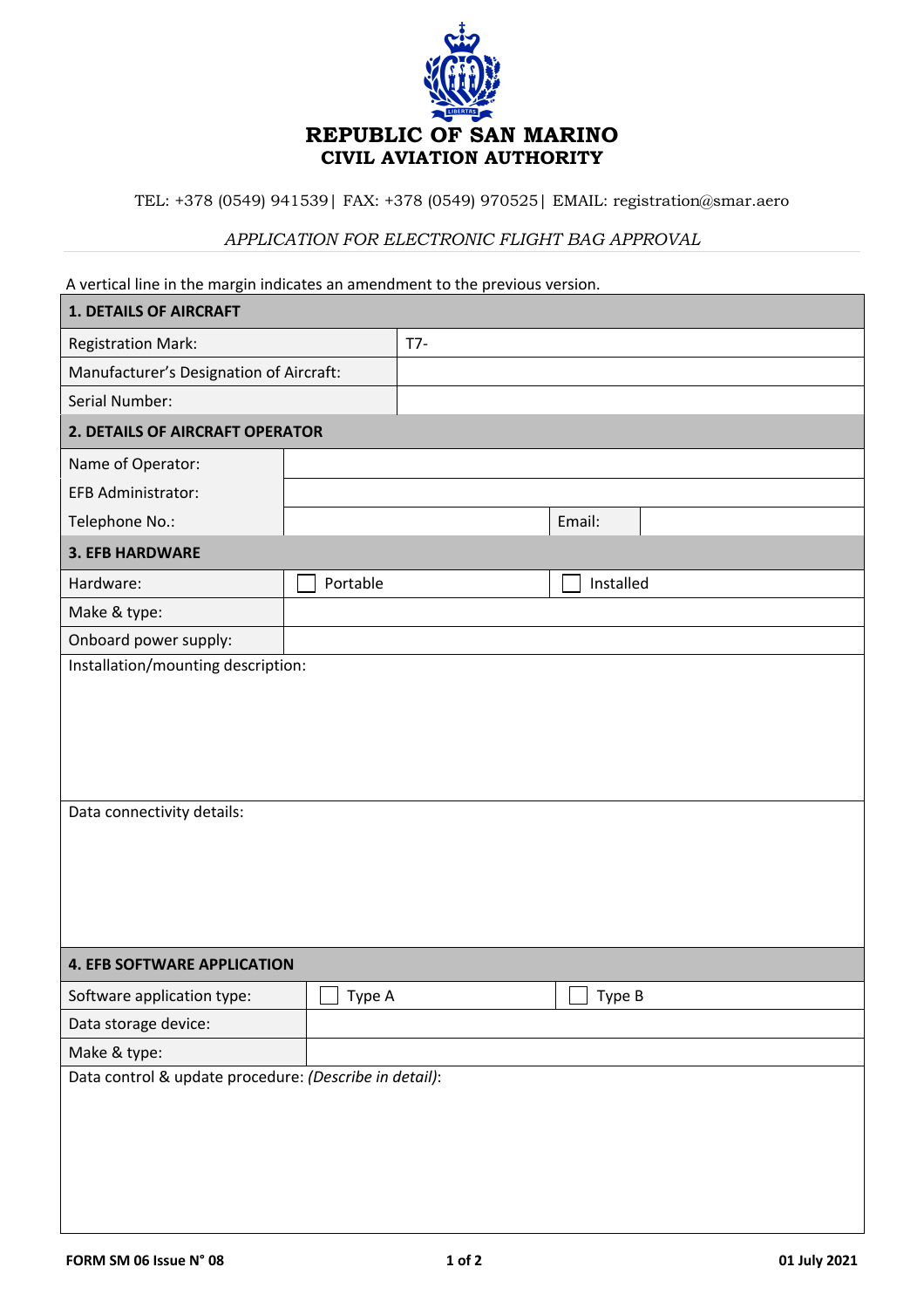# REPUBLIC OF SAN MARINO
## CIVIL AVIATION AUTHORITY

TEL: +378 (0549) 941539| FAX: +378 (0549) 970525| EMAIL: registration@smar.aero

*APPLICATION FOR ELECTRONIC FLIGHT BAG APPROVAL*

A vertical line in the margin indicates an amendment to the previous version.

| **1. DETAILS OF AIRCRAFT** | |
|---|---|
| Registration Mark: | T7- |
| Manufacturer's Designation of Aircraft: | |
| Serial Number: | |

| **2. DETAILS OF AIRCRAFT OPERATOR** | | | |
|---|---|---|---|
| Name of Operator: | | | |
| EFB Administrator: | | | |
| Telephone No.: | | Email: | |

| **3. EFB HARDWARE** | | |
|---|---|---|
| Hardware: | ☐ Portable | ☐ Installed |
| Make & type: | | |
| Onboard power supply: | | |

Installation/mounting description:

Data connectivity details:

| **4. EFB SOFTWARE APPLICATION** | | |
|---|---|---|
| Software application type: | ☐ Type A | ☐ Type B |
| Data storage device: | | |
| Make & type: | | |

Data control & update procedure: *(Describe in detail)*:

FORM SM 06 Issue N° 08 01 July 2021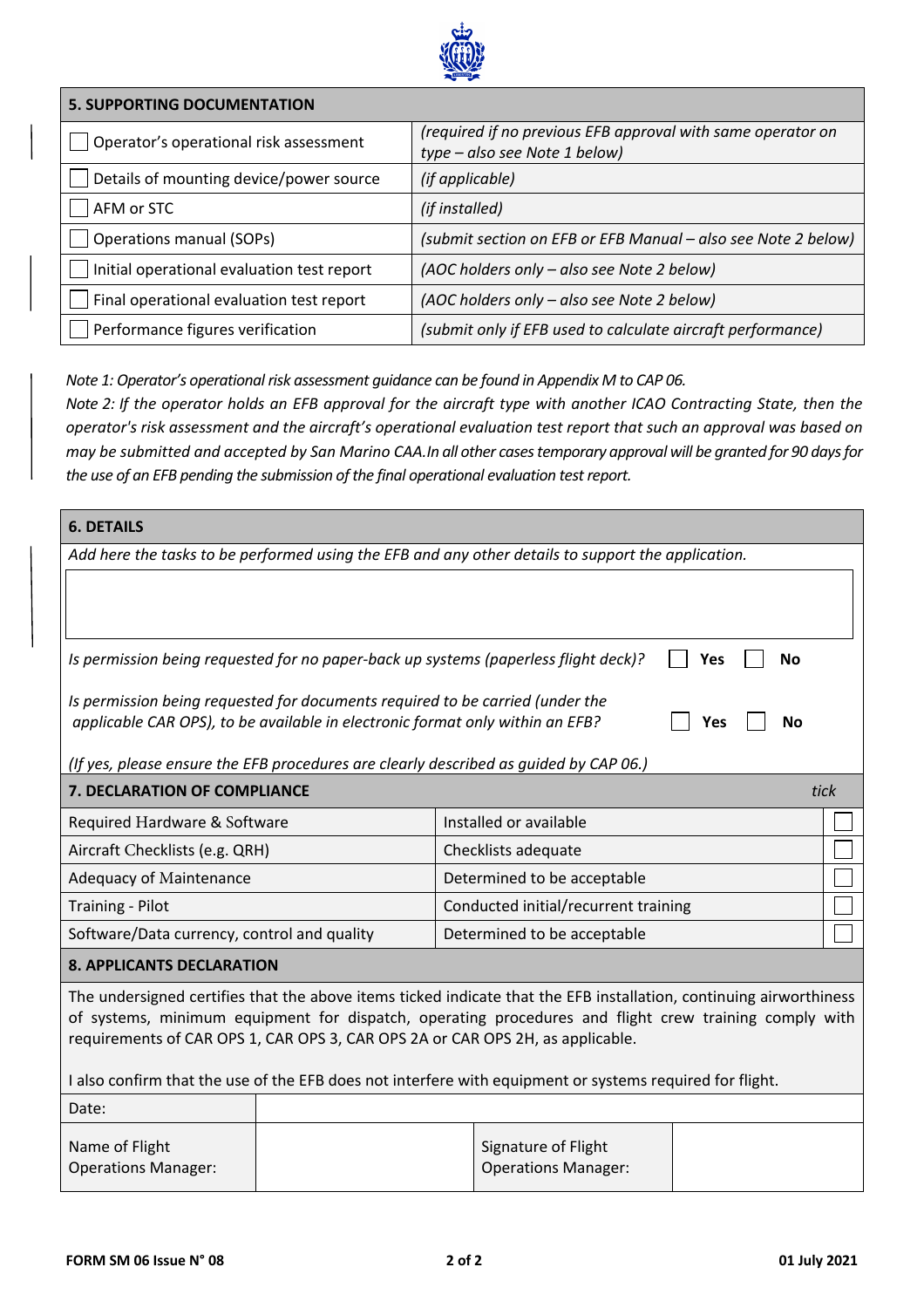| 5. SUPPORTING DOCUMENTATION | |
|---|---|
| ☐ Operator's operational risk assessment | *(required if no previous EFB approval with same operator on type – also see Note 1 below)* |
| ☐ Details of mounting device/power source | *(if applicable)* |
| ☐ AFM or STC | *(if installed)* |
| ☐ Operations manual (SOPs) | *(submit section on EFB or EFB Manual – also see Note 2 below)* |
| ☐ Initial operational evaluation test report | *(AOC holders only – also see Note 2 below)* |
| ☐ Final operational evaluation test report | *(AOC holders only – also see Note 2 below)* |
| ☐ Performance figures verification | *(submit only if EFB used to calculate aircraft performance)* |

*Note 1: Operator's operational risk assessment guidance can be found in Appendix M to CAP 06.*

*Note 2: If the operator holds an EFB approval for the aircraft type with another ICAO Contracting State, then the operator's risk assessment and the aircraft's operational evaluation test report that such an approval was based on may be submitted and accepted by San Marino CAA.In all other cases temporary approval will be granted for 90 days for the use of an EFB pending the submission of the final operational evaluation test report.*

## 6. DETAILS

*Add here the tasks to be performed using the EFB and any other details to support the application.*

*Is permission being requested for no paper-back up systems (paperless flight deck)?* ☐ **Yes** ☐ **No**

*Is permission being requested for documents required to be carried (under the applicable CAR OPS), to be available in electronic format only within an EFB?* ☐ **Yes** ☐ **No**

*(If yes, please ensure the EFB procedures are clearly described as guided by CAP 06.)*

| 7. DECLARATION OF COMPLIANCE | | *tick* |
|---|---|---|
| Required Hardware & Software | Installed or available | ☐ |
| Aircraft Checklists (e.g. QRH) | Checklists adequate | ☐ |
| Adequacy of Maintenance | Determined to be acceptable | ☐ |
| Training - Pilot | Conducted initial/recurrent training | ☐ |
| Software/Data currency, control and quality | Determined to be acceptable | ☐ |

## 8. APPLICANTS DECLARATION

The undersigned certifies that the above items ticked indicate that the EFB installation, continuing airworthiness of systems, minimum equipment for dispatch, operating procedures and flight crew training comply with requirements of CAR OPS 1, CAR OPS 3, CAR OPS 2A or CAR OPS 2H, as applicable.

I also confirm that the use of the EFB does not interfere with equipment or systems required for flight.

| | | | |
|---|---|---|---|
| Date: | | | |
| Name of Flight Operations Manager: | | Signature of Flight Operations Manager: | |

FORM SM 06 Issue N° 08 — 01 July 2021